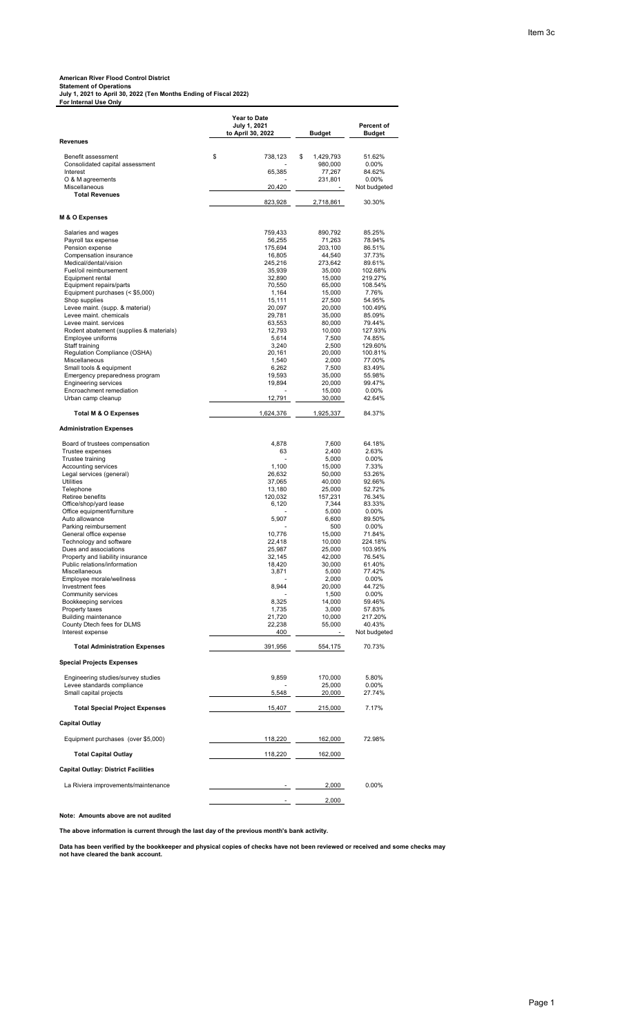Item 3c

**American River Flood Control District**
**Statement of Operations**
**July 1, 2021 to April 30, 2022 (Ten Months Ending of Fiscal 2022)**
**For Internal Use Only**

| | Year to Date July 1, 2021 to April 30, 2022 | Budget | Percent of Budget |
|---|---|---|---|
| **Revenues** | | | |
| Benefit assessment | $ 738,123 | $ 1,429,793 | 51.62% |
| Consolidated capital assessment | - | 980,000 | 0.00% |
| Interest | 65,385 | 77,267 | 84.62% |
| O & M agreements | - | 231,801 | 0.00% |
| Miscellaneous | 20,420 | - | Not budgeted |
| **Total Revenues** | 823,928 | 2,718,861 | 30.30% |
| **M & O Expenses** | | | |
| Salaries and wages | 759,433 | 890,792 | 85.25% |
| Payroll tax expense | 56,255 | 71,263 | 78.94% |
| Pension expense | 175,694 | 203,100 | 86.51% |
| Compensation insurance | 16,805 | 44,540 | 37.73% |
| Medical/dental/vision | 245,216 | 273,642 | 89.61% |
| Fuel/oil reimbursement | 35,939 | 35,000 | 102.68% |
| Equipment rental | 32,890 | 15,000 | 219.27% |
| Equipment repairs/parts | 70,550 | 65,000 | 108.54% |
| Equipment purchases (< $5,000) | 1,164 | 15,000 | 7.76% |
| Shop supplies | 15,111 | 27,500 | 54.95% |
| Levee maint. (supp. & material) | 20,097 | 20,000 | 100.49% |
| Levee maint. chemicals | 29,781 | 35,000 | 85.09% |
| Levee maint. services | 63,553 | 80,000 | 79.44% |
| Rodent abatement (supplies & materials) | 12,793 | 10,000 | 127.93% |
| Employee uniforms | 5,614 | 7,500 | 74.85% |
| Staff training | 3,240 | 2,500 | 129.60% |
| Regulation Compliance (OSHA) | 20,161 | 20,000 | 100.81% |
| Miscellaneous | 1,540 | 2,000 | 77.00% |
| Small tools & equipment | 6,262 | 7,500 | 83.49% |
| Emergency preparedness program | 19,593 | 35,000 | 55.98% |
| Engineering services | 19,894 | 20,000 | 99.47% |
| Encroachment remediation | - | 15,000 | 0.00% |
| Urban camp cleanup | 12,791 | 30,000 | 42.64% |
| **Total M & O Expenses** | 1,624,376 | 1,925,337 | 84.37% |
| **Administration Expenses** | | | |
| Board of trustees compensation | 4,878 | 7,600 | 64.18% |
| Trustee expenses | 63 | 2,400 | 2.63% |
| Trustee training | - | 5,000 | 0.00% |
| Accounting services | 1,100 | 15,000 | 7.33% |
| Legal services (general) | 26,632 | 50,000 | 53.26% |
| Utilities | 37,065 | 40,000 | 92.66% |
| Telephone | 13,180 | 25,000 | 52.72% |
| Retiree benefits | 120,032 | 157,231 | 76.34% |
| Office/shop/yard lease | 6,120 | 7,344 | 83.33% |
| Office equipment/furniture | - | 5,000 | 0.00% |
| Auto allowance | 5,907 | 6,600 | 89.50% |
| Parking reimbursement | - | 500 | 0.00% |
| General office expense | 10,776 | 15,000 | 71.84% |
| Technology and software | 22,418 | 10,000 | 224.18% |
| Dues and associations | 25,987 | 25,000 | 103.95% |
| Property and liability insurance | 32,145 | 42,000 | 76.54% |
| Public relations/information | 18,420 | 30,000 | 61.40% |
| Miscellaneous | 3,871 | 5,000 | 77.42% |
| Employee morale/wellness | - | 2,000 | 0.00% |
| Investment fees | 8,944 | 20,000 | 44.72% |
| Community services | - | 1,500 | 0.00% |
| Bookkeeping services | 8,325 | 14,000 | 59.46% |
| Property taxes | 1,735 | 3,000 | 57.83% |
| Building maintenance | 21,720 | 10,000 | 217.20% |
| County Dtech fees for DLMS | 22,238 | 55,000 | 40.43% |
| Interest expense | 400 | - | Not budgeted |
| **Total Administration Expenses** | 391,956 | 554,175 | 70.73% |
| **Special Projects Expenses** | | | |
| Engineering studies/survey studies | 9,859 | 170,000 | 5.80% |
| Levee standards compliance | - | 25,000 | 0.00% |
| Small capital projects | 5,548 | 20,000 | 27.74% |
| **Total Special Project Expenses** | 15,407 | 215,000 | 7.17% |
| **Capital Outlay** | | | |
| Equipment purchases (over $5,000) | 118,220 | 162,000 | 72.98% |
| **Total Capital Outlay** | 118,220 | 162,000 | |
| **Capital Outlay: District Facilities** | | | |
| La Riviera improvements/maintenance | - | 2,000 | 0.00% |
| | - | 2,000 | |

**Note: Amounts above are not audited**

**The above information is current through the last day of the previous month's bank activity.**

**Data has been verified by the bookkeeper and physical copies of checks have not been reviewed or received and some checks may not have cleared the bank account.**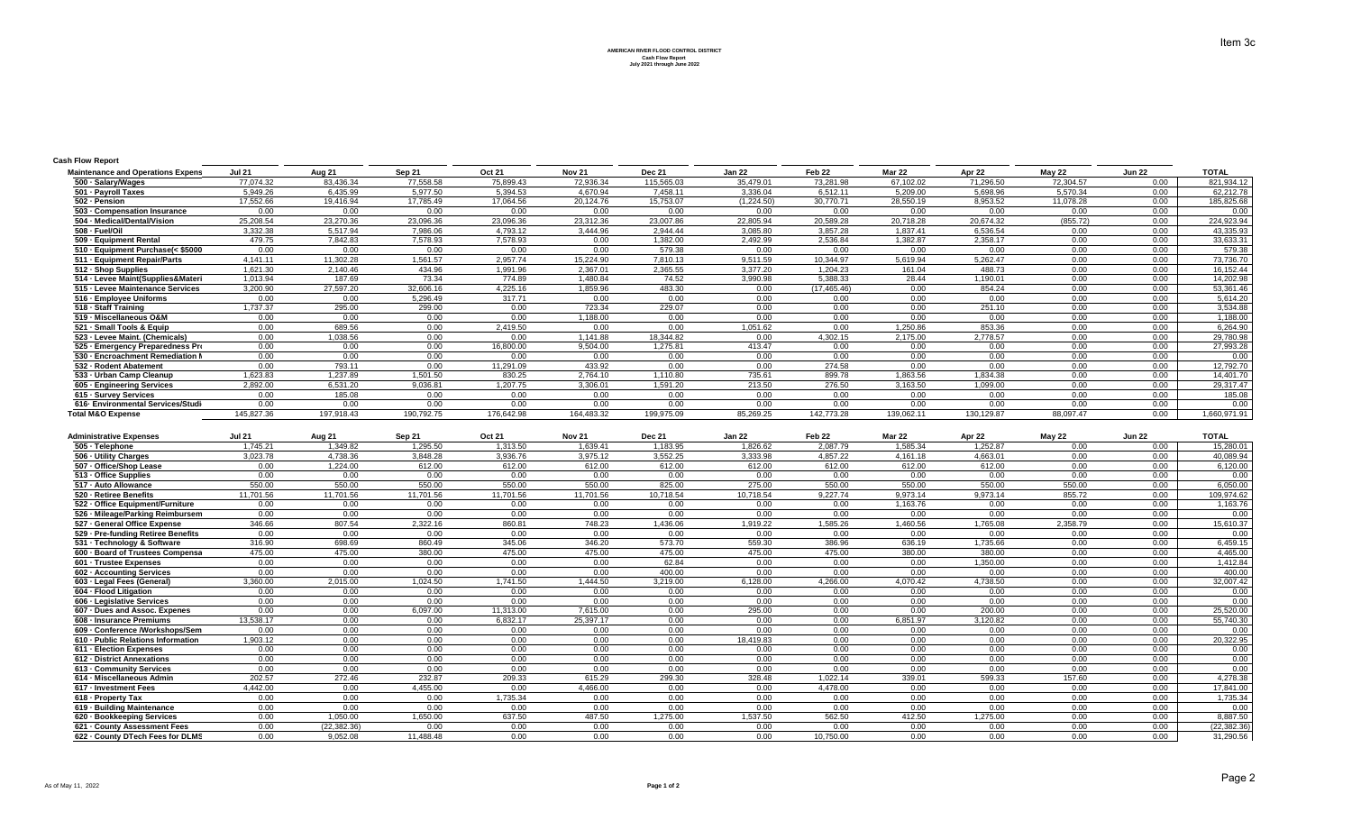Item 3c

**AMERICAN RIVER FLOOD CONTROL DISTRICT**
**Cash Flow Report**
**July 2021 through June 2022**

**Cash Flow Report**

| Maintenance and Operations Expense | Jul 21 | Aug 21 | Sep 21 | Oct 21 | Nov 21 | Dec 21 | Jan 22 | Feb 22 | Mar 22 | Apr 22 | May 22 | Jun 22 | TOTAL |
|---|---|---|---|---|---|---|---|---|---|---|---|---|---|
| 500 · Salary/Wages | 77,074.32 | 83,436.34 | 77,558.58 | 75,899.43 | 72,936.34 | 115,565.03 | 35,479.01 | 73,281.98 | 67,102.02 | 71,296.50 | 72,304.57 | 0.00 | 821,934.12 |
| 501 · Payroll Taxes | 5,949.26 | 6,435.99 | 5,977.50 | 5,394.53 | 4,670.94 | 7,458.11 | 3,336.04 | 6,512.11 | 5,209.00 | 5,698.96 | 5,570.34 | 0.00 | 62,212.78 |
| 502 · Pension | 17,552.66 | 19,416.94 | 17,785.49 | 17,064.56 | 20,124.76 | 15,753.07 | (1,224.50) | 30,770.71 | 28,550.19 | 8,953.52 | 11,078.28 | 0.00 | 185,825.68 |
| 503 · Compensation Insurance | 0.00 | 0.00 | 0.00 | 0.00 | 0.00 | 0.00 | 0.00 | 0.00 | 0.00 | 0.00 | 0.00 | 0.00 | 0.00 |
| 504 · Medical/Dental/Vision | 25,208.54 | 23,270.36 | 23,096.36 | 23,096.36 | 23,312.36 | 23,007.86 | 22,805.94 | 20,589.28 | 20,718.28 | 20,674.32 | (855.72) | 0.00 | 224,923.94 |
| 508 · Fuel/Oil | 3,332.38 | 5,517.94 | 7,986.06 | 4,793.12 | 3,444.96 | 2,944.44 | 3,085.80 | 3,857.28 | 1,837.41 | 6,536.54 | 0.00 | 0.00 | 43,335.93 |
| 509 · Equipment Rental | 479.75 | 7,842.83 | 7,578.93 | 7,578.93 | 0.00 | 1,382.00 | 2,492.99 | 2,536.84 | 1,382.87 | 2,358.17 | 0.00 | 0.00 | 33,633.31 |
| 510 · Equipment Purchase(< $5000 | 0.00 | 0.00 | 0.00 | 0.00 | 0.00 | 579.38 | 0.00 | 0.00 | 0.00 | 0.00 | 0.00 | 0.00 | 579.38 |
| 511 · Equipment Repair/Parts | 4,141.11 | 11,302.28 | 1,561.57 | 2,957.74 | 15,224.90 | 7,810.13 | 9,511.59 | 10,344.97 | 5,619.94 | 5,262.47 | 0.00 | 0.00 | 73,736.70 |
| 512 · Shop Supplies | 1,621.30 | 2,140.46 | 434.96 | 1,991.96 | 2,367.01 | 2,365.55 | 3,377.20 | 1,204.23 | 161.04 | 488.73 | 0.00 | 0.00 | 16,152.44 |
| 514 · Levee Maint(Supplies&Materi | 1,013.94 | 187.69 | 73.34 | 774.89 | 1,480.84 | 74.52 | 3,990.98 | 5,388.33 | 28.44 | 1,190.01 | 0.00 | 0.00 | 14,202.98 |
| 515 · Levee Maintenance Services | 3,200.90 | 27,597.20 | 32,606.16 | 4,225.16 | 1,859.96 | 483.30 | 0.00 | (17,465.46) | 0.00 | 854.24 | 0.00 | 0.00 | 53,361.46 |
| 516 · Employee Uniforms | 0.00 | 0.00 | 5,296.49 | 317.71 | 0.00 | 0.00 | 0.00 | 0.00 | 0.00 | 0.00 | 0.00 | 0.00 | 5,614.20 |
| 518 · Staff Training | 1,737.37 | 295.00 | 299.00 | 0.00 | 723.34 | 229.07 | 0.00 | 0.00 | 0.00 | 251.10 | 0.00 | 0.00 | 3,534.88 |
| 519 · Miscellaneous O&M | 0.00 | 0.00 | 0.00 | 0.00 | 1,188.00 | 0.00 | 0.00 | 0.00 | 0.00 | 0.00 | 0.00 | 0.00 | 1,188.00 |
| 521 · Small Tools & Equip | 0.00 | 689.56 | 0.00 | 2,419.50 | 0.00 | 0.00 | 1,051.62 | 0.00 | 1,250.86 | 853.36 | 0.00 | 0.00 | 6,264.90 |
| 523 · Levee Maint. (Chemicals) | 0.00 | 1,038.56 | 0.00 | 0.00 | 1,141.88 | 18,344.82 | 0.00 | 4,302.15 | 2,175.00 | 2,778.57 | 0.00 | 0.00 | 29,780.98 |
| 525 · Emergency Preparedness Pro | 0.00 | 0.00 | 0.00 | 16,800.00 | 9,504.00 | 1,275.81 | 413.47 | 0.00 | 0.00 | 0.00 | 0.00 | 0.00 | 27,993.28 |
| 530 · Encroachment Remediation I | 0.00 | 0.00 | 0.00 | 0.00 | 0.00 | 0.00 | 0.00 | 0.00 | 0.00 | 0.00 | 0.00 | 0.00 | 0.00 |
| 532 · Rodent Abatement | 0.00 | 793.11 | 0.00 | 11,291.09 | 433.92 | 0.00 | 0.00 | 274.58 | 0.00 | 0.00 | 0.00 | 0.00 | 12,792.70 |
| 533 · Urban Camp Cleanup | 1,623.83 | 1,237.89 | 1,501.50 | 830.25 | 2,764.10 | 1,110.80 | 735.61 | 899.78 | 1,863.56 | 1,834.38 | 0.00 | 0.00 | 14,401.70 |
| 605 · Engineering Services | 2,892.00 | 6,531.20 | 9,036.81 | 1,207.75 | 3,306.01 | 1,591.20 | 213.50 | 276.50 | 3,163.50 | 1,099.00 | 0.00 | 0.00 | 29,317.47 |
| 615 · Survey Services | 0.00 | 185.08 | 0.00 | 0.00 | 0.00 | 0.00 | 0.00 | 0.00 | 0.00 | 0.00 | 0.00 | 0.00 | 185.08 |
| 616· Environmental Services/Studi | 0.00 | 0.00 | 0.00 | 0.00 | 0.00 | 0.00 | 0.00 | 0.00 | 0.00 | 0.00 | 0.00 | 0.00 | 0.00 |
| **Total M&O Expense** | 145,827.36 | 197,918.43 | 190,792.75 | 176,642.98 | 164,483.32 | 199,975.09 | 85,269.25 | 142,773.28 | 139,062.11 | 130,129.87 | 88,097.47 | 0.00 | 1,660,971.91 |

| Administrative Expenses | Jul 21 | Aug 21 | Sep 21 | Oct 21 | Nov 21 | Dec 21 | Jan 22 | Feb 22 | Mar 22 | Apr 22 | May 22 | Jun 22 | TOTAL |
|---|---|---|---|---|---|---|---|---|---|---|---|---|---|
| 505 · Telephone | 1,745.21 | 1,349.82 | 1,295.50 | 1,313.50 | 1,639.41 | 1,183.95 | 1,826.62 | 2,087.79 | 1,585.34 | 1,252.87 | 0.00 | 0.00 | 15,280.01 |
| 506 · Utility Charges | 3,023.78 | 4,738.36 | 3,848.28 | 3,936.76 | 3,975.12 | 3,552.25 | 3,333.98 | 4,857.22 | 4,161.18 | 4,663.01 | 0.00 | 0.00 | 40,089.94 |
| 507 · Office/Shop Lease | 0.00 | 1,224.00 | 612.00 | 612.00 | 612.00 | 612.00 | 612.00 | 612.00 | 612.00 | 612.00 | 0.00 | 0.00 | 6,120.00 |
| 513 · Office Supplies | 0.00 | 0.00 | 0.00 | 0.00 | 0.00 | 0.00 | 0.00 | 0.00 | 0.00 | 0.00 | 0.00 | 0.00 | 0.00 |
| 517 · Auto Allowance | 550.00 | 550.00 | 550.00 | 550.00 | 550.00 | 825.00 | 275.00 | 550.00 | 550.00 | 550.00 | 550.00 | 0.00 | 6,050.00 |
| 520 · Retiree Benefits | 11,701.56 | 11,701.56 | 11,701.56 | 11,701.56 | 11,701.56 | 10,718.54 | 10,718.54 | 9,227.74 | 9,973.14 | 9,973.14 | 855.72 | 0.00 | 109,974.62 |
| 522 · Office Equipment/Furniture | 0.00 | 0.00 | 0.00 | 0.00 | 0.00 | 0.00 | 0.00 | 0.00 | 1,163.76 | 0.00 | 0.00 | 0.00 | 1,163.76 |
| 526 · Mileage/Parking Reimbursem | 0.00 | 0.00 | 0.00 | 0.00 | 0.00 | 0.00 | 0.00 | 0.00 | 0.00 | 0.00 | 0.00 | 0.00 | 0.00 |
| 527 · General Office Expense | 346.66 | 807.54 | 2,322.16 | 860.81 | 748.23 | 1,436.06 | 1,919.22 | 1,585.26 | 1,460.56 | 1,765.08 | 2,358.79 | 0.00 | 15,610.37 |
| 529 · Pre-funding Retiree Benefits | 0.00 | 0.00 | 0.00 | 0.00 | 0.00 | 0.00 | 0.00 | 0.00 | 0.00 | 0.00 | 0.00 | 0.00 | 0.00 |
| 531 · Technology & Software | 316.90 | 698.69 | 860.49 | 345.06 | 346.20 | 573.70 | 559.30 | 386.96 | 636.19 | 1,735.66 | 0.00 | 0.00 | 6,459.15 |
| 600 · Board of Trustees Compensa | 475.00 | 475.00 | 380.00 | 475.00 | 475.00 | 475.00 | 475.00 | 475.00 | 380.00 | 380.00 | 0.00 | 0.00 | 4,465.00 |
| 601 · Trustee Expenses | 0.00 | 0.00 | 0.00 | 0.00 | 0.00 | 62.84 | 0.00 | 0.00 | 0.00 | 1,350.00 | 0.00 | 0.00 | 1,412.84 |
| 602 · Accounting Services | 0.00 | 0.00 | 0.00 | 0.00 | 0.00 | 400.00 | 0.00 | 0.00 | 0.00 | 0.00 | 0.00 | 0.00 | 400.00 |
| 603 · Legal Fees (General) | 3,360.00 | 2,015.00 | 1,024.50 | 1,741.50 | 1,444.50 | 3,219.00 | 6,128.00 | 4,266.00 | 4,070.42 | 4,738.50 | 0.00 | 0.00 | 32,007.42 |
| 604 · Flood Litigation | 0.00 | 0.00 | 0.00 | 0.00 | 0.00 | 0.00 | 0.00 | 0.00 | 0.00 | 0.00 | 0.00 | 0.00 | 0.00 |
| 606 · Legislative Services | 0.00 | 0.00 | 0.00 | 0.00 | 0.00 | 0.00 | 0.00 | 0.00 | 0.00 | 0.00 | 0.00 | 0.00 | 0.00 |
| 607 · Dues and Assoc. Expenes | 0.00 | 0.00 | 6,097.00 | 11,313.00 | 7,615.00 | 0.00 | 295.00 | 0.00 | 0.00 | 200.00 | 0.00 | 0.00 | 25,520.00 |
| 608 · Insurance Premiums | 13,538.17 | 0.00 | 0.00 | 6,832.17 | 25,397.17 | 0.00 | 0.00 | 0.00 | 6,851.97 | 3,120.82 | 0.00 | 0.00 | 55,740.30 |
| 609 · Conference /Workshops/Sem | 0.00 | 0.00 | 0.00 | 0.00 | 0.00 | 0.00 | 0.00 | 0.00 | 0.00 | 0.00 | 0.00 | 0.00 | 0.00 |
| 610 · Public Relations Information | 1,903.12 | 0.00 | 0.00 | 0.00 | 0.00 | 0.00 | 18,419.83 | 0.00 | 0.00 | 0.00 | 0.00 | 0.00 | 20,322.95 |
| 611 · Election Expenses | 0.00 | 0.00 | 0.00 | 0.00 | 0.00 | 0.00 | 0.00 | 0.00 | 0.00 | 0.00 | 0.00 | 0.00 | 0.00 |
| 612 · District Annexations | 0.00 | 0.00 | 0.00 | 0.00 | 0.00 | 0.00 | 0.00 | 0.00 | 0.00 | 0.00 | 0.00 | 0.00 | 0.00 |
| 613 · Community Services | 0.00 | 0.00 | 0.00 | 0.00 | 0.00 | 0.00 | 0.00 | 0.00 | 0.00 | 0.00 | 0.00 | 0.00 | 0.00 |
| 614 · Miscellaneous Admin | 202.57 | 272.46 | 232.87 | 209.33 | 615.29 | 299.30 | 328.48 | 1,022.14 | 339.01 | 599.33 | 157.60 | 0.00 | 4,278.38 |
| 617 · Investment Fees | 4,442.00 | 0.00 | 4,455.00 | 0.00 | 4,466.00 | 0.00 | 0.00 | 4,478.00 | 0.00 | 0.00 | 0.00 | 0.00 | 17,841.00 |
| 618 · Property Tax | 0.00 | 0.00 | 0.00 | 1,735.34 | 0.00 | 0.00 | 0.00 | 0.00 | 0.00 | 0.00 | 0.00 | 0.00 | 1,735.34 |
| 619 · Building Maintenance | 0.00 | 0.00 | 0.00 | 0.00 | 0.00 | 0.00 | 0.00 | 0.00 | 0.00 | 0.00 | 0.00 | 0.00 | 0.00 |
| 620 · Bookkeeping Services | 0.00 | 1,050.00 | 1,650.00 | 637.50 | 487.50 | 1,275.00 | 1,537.50 | 562.50 | 412.50 | 1,275.00 | 0.00 | 0.00 | 8,887.50 |
| 621 · County Assessment Fees | 0.00 | (22,382.36) | 0.00 | 0.00 | 0.00 | 0.00 | 0.00 | 0.00 | 0.00 | 0.00 | 0.00 | 0.00 | (22,382.36) |
| 622 · County DTech Fees for DLMS | 0.00 | 9,052.08 | 11,488.48 | 0.00 | 0.00 | 0.00 | 0.00 | 10,750.00 | 0.00 | 0.00 | 0.00 | 0.00 | 31,290.56 |

As of May 11, 2022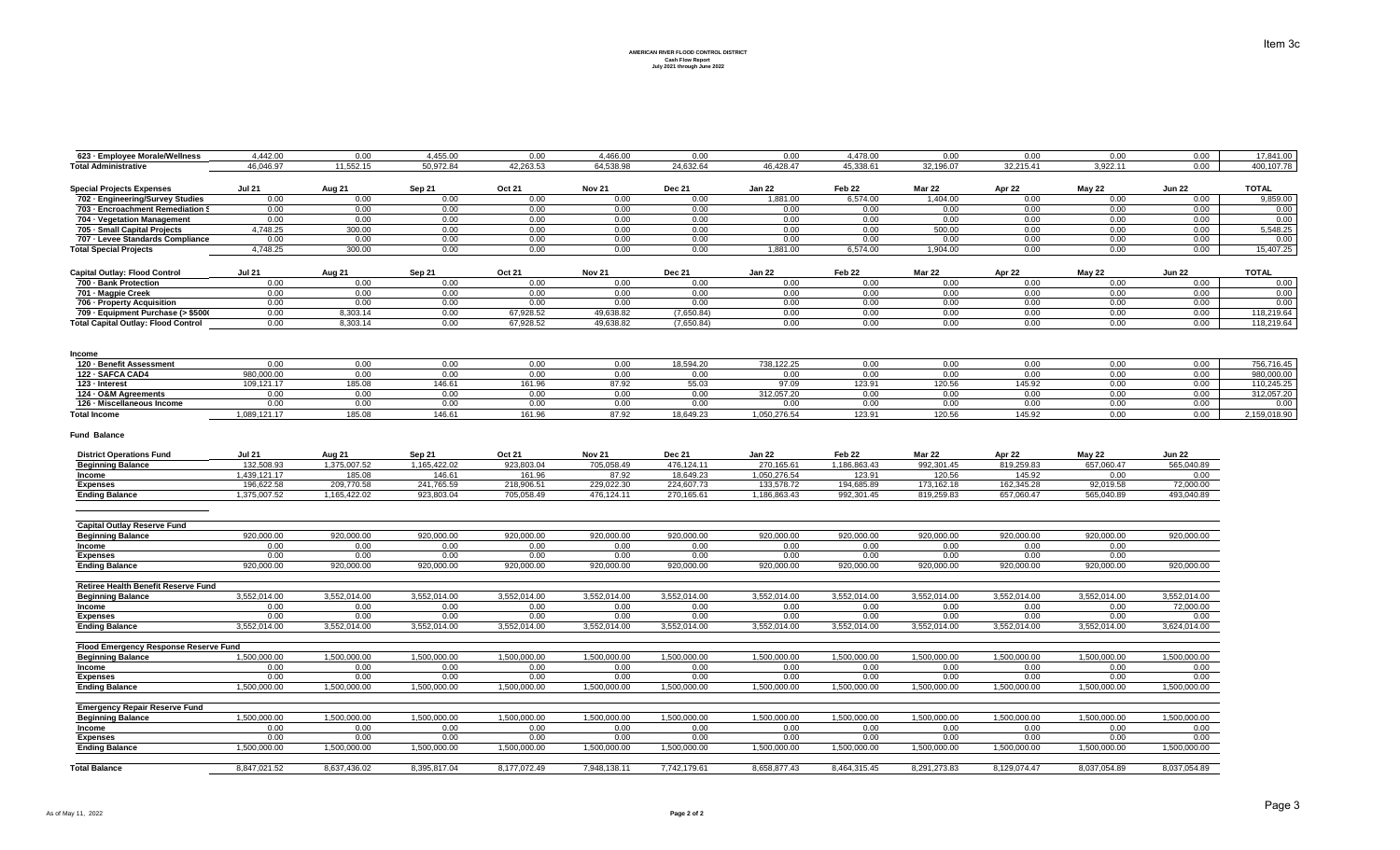Item 3c

# AMERICAN RIVER FLOOD CONTROL DISTRICT
## Cash Flow Report
### July 2021 through June 2022

| | | | | | | | | | | | | | |
|---|---|---|---|---|---|---|---|---|---|---|---|---|---|
| 623 · Employee Morale/Wellness | 4,442.00 | 0.00 | 4,455.00 | 0.00 | 4,466.00 | 0.00 | 0.00 | 4,478.00 | 0.00 | 0.00 | 0.00 | 0.00 | 17,841.00 |
| **Total Administrative** | 46,046.97 | 11,552.15 | 50,972.84 | 42,263.53 | 64,538.98 | 24,632.64 | 46,428.47 | 45,338.61 | 32,196.07 | 32,215.41 | 3,922.11 | 0.00 | 400,107.78 |

| Special Projects Expenses | Jul 21 | Aug 21 | Sep 21 | Oct 21 | Nov 21 | Dec 21 | Jan 22 | Feb 22 | Mar 22 | Apr 22 | May 22 | Jun 22 | TOTAL |
|---|---|---|---|---|---|---|---|---|---|---|---|---|---|
| 702 · Engineering/Survey Studies | 0.00 | 0.00 | 0.00 | 0.00 | 0.00 | 0.00 | 1,881.00 | 6,574.00 | 1,404.00 | 0.00 | 0.00 | 0.00 | 9,859.00 |
| 703 · Encroachment Remediation S | 0.00 | 0.00 | 0.00 | 0.00 | 0.00 | 0.00 | 0.00 | 0.00 | 0.00 | 0.00 | 0.00 | 0.00 | 0.00 |
| 704 · Vegetation Management | 0.00 | 0.00 | 0.00 | 0.00 | 0.00 | 0.00 | 0.00 | 0.00 | 0.00 | 0.00 | 0.00 | 0.00 | 0.00 |
| 705 · Small Capital Projects | 4,748.25 | 300.00 | 0.00 | 0.00 | 0.00 | 0.00 | 0.00 | 0.00 | 500.00 | 0.00 | 0.00 | 0.00 | 5,548.25 |
| 707 · Levee Standards Compliance | 0.00 | 0.00 | 0.00 | 0.00 | 0.00 | 0.00 | 0.00 | 0.00 | 0.00 | 0.00 | 0.00 | 0.00 | 0.00 |
| **Total Special Projects** | 4,748.25 | 300.00 | 0.00 | 0.00 | 0.00 | 0.00 | 1,881.00 | 6,574.00 | 1,904.00 | 0.00 | 0.00 | 0.00 | 15,407.25 |

| Capital Outlay: Flood Control | Jul 21 | Aug 21 | Sep 21 | Oct 21 | Nov 21 | Dec 21 | Jan 22 | Feb 22 | Mar 22 | Apr 22 | May 22 | Jun 22 | TOTAL |
|---|---|---|---|---|---|---|---|---|---|---|---|---|---|
| 700 · Bank Protection | 0.00 | 0.00 | 0.00 | 0.00 | 0.00 | 0.00 | 0.00 | 0.00 | 0.00 | 0.00 | 0.00 | 0.00 | 0.00 |
| 701 · Magpie Creek | 0.00 | 0.00 | 0.00 | 0.00 | 0.00 | 0.00 | 0.00 | 0.00 | 0.00 | 0.00 | 0.00 | 0.00 | 0.00 |
| 706 · Property Acquisition | 0.00 | 0.00 | 0.00 | 0.00 | 0.00 | 0.00 | 0.00 | 0.00 | 0.00 | 0.00 | 0.00 | 0.00 | 0.00 |
| 709 · Equipment Purchase (> $5000 | 0.00 | 8,303.14 | 0.00 | 67,928.52 | 49,638.82 | (7,650.84) | 0.00 | 0.00 | 0.00 | 0.00 | 0.00 | 0.00 | 118,219.64 |
| **Total Capital Outlay: Flood Control** | 0.00 | 8,303.14 | 0.00 | 67,928.52 | 49,638.82 | (7,650.84) | 0.00 | 0.00 | 0.00 | 0.00 | 0.00 | 0.00 | 118,219.64 |

**Income**

| | | | | | | | | | | | | | |
|---|---|---|---|---|---|---|---|---|---|---|---|---|---|
| 120 · Benefit Assessment | 0.00 | 0.00 | 0.00 | 0.00 | 0.00 | 18,594.20 | 738,122.25 | 0.00 | 0.00 | 0.00 | 0.00 | 0.00 | 756,716.45 |
| 122 · SAFCA CAD4 | 980,000.00 | 0.00 | 0.00 | 0.00 | 0.00 | 0.00 | 0.00 | 0.00 | 0.00 | 0.00 | 0.00 | 0.00 | 980,000.00 |
| 123 · Interest | 109,121.17 | 185.08 | 146.61 | 161.96 | 87.92 | 55.03 | 97.09 | 123.91 | 120.56 | 145.92 | 0.00 | 0.00 | 110,245.25 |
| 124 · O&M Agreements | 0.00 | 0.00 | 0.00 | 0.00 | 0.00 | 0.00 | 312,057.20 | 0.00 | 0.00 | 0.00 | 0.00 | 0.00 | 312,057.20 |
| 126 · Miscellaneous Income | 0.00 | 0.00 | 0.00 | 0.00 | 0.00 | 0.00 | 0.00 | 0.00 | 0.00 | 0.00 | 0.00 | 0.00 | 0.00 |
| **Total Income** | 1,089,121.17 | 185.08 | 146.61 | 161.96 | 87.92 | 18,649.23 | 1,050,276.54 | 123.91 | 120.56 | 145.92 | 0.00 | 0.00 | 2,159,018.90 |

**Fund Balance**

| District Operations Fund | Jul 21 | Aug 21 | Sep 21 | Oct 21 | Nov 21 | Dec 21 | Jan 22 | Feb 22 | Mar 22 | Apr 22 | May 22 | Jun 22 |
|---|---|---|---|---|---|---|---|---|---|---|---|---|
| Beginning Balance | 132,508.93 | 1,375,007.52 | 1,165,422.02 | 923,803.04 | 705,058.49 | 476,124.11 | 270,165.61 | 1,186,863.43 | 992,301.45 | 819,259.83 | 657,060.47 | 565,040.89 |
| Income | 1,439,121.17 | 185.08 | 146.61 | 161.96 | 87.92 | 18,649.23 | 1,050,276.54 | 123.91 | 120.56 | 145.92 | 0.00 | 0.00 |
| Expenses | 196,622.58 | 209,770.58 | 241,765.59 | 218,906.51 | 229,022.30 | 224,607.73 | 133,578.72 | 194,685.89 | 173,162.18 | 162,345.28 | 92,019.58 | 72,000.00 |
| Ending Balance | 1,375,007.52 | 1,165,422.02 | 923,803.04 | 705,058.49 | 476,124.11 | 270,165.61 | 1,186,863.43 | 992,301.45 | 819,259.83 | 657,060.47 | 565,040.89 | 493,040.89 |

| Capital Outlay Reserve Fund | | | | | | | | | | | | |
|---|---|---|---|---|---|---|---|---|---|---|---|---|
| Beginning Balance | 920,000.00 | 920,000.00 | 920,000.00 | 920,000.00 | 920,000.00 | 920,000.00 | 920,000.00 | 920,000.00 | 920,000.00 | 920,000.00 | 920,000.00 | 920,000.00 |
| Income | 0.00 | 0.00 | 0.00 | 0.00 | 0.00 | 0.00 | 0.00 | 0.00 | 0.00 | 0.00 | 0.00 | |
| Expenses | 0.00 | 0.00 | 0.00 | 0.00 | 0.00 | 0.00 | 0.00 | 0.00 | 0.00 | 0.00 | 0.00 | |
| Ending Balance | 920,000.00 | 920,000.00 | 920,000.00 | 920,000.00 | 920,000.00 | 920,000.00 | 920,000.00 | 920,000.00 | 920,000.00 | 920,000.00 | 920,000.00 | 920,000.00 |

| Retiree Health Benefit Reserve Fund | | | | | | | | | | | | |
|---|---|---|---|---|---|---|---|---|---|---|---|---|
| Beginning Balance | 3,552,014.00 | 3,552,014.00 | 3,552,014.00 | 3,552,014.00 | 3,552,014.00 | 3,552,014.00 | 3,552,014.00 | 3,552,014.00 | 3,552,014.00 | 3,552,014.00 | 3,552,014.00 | 3,552,014.00 |
| Income | 0.00 | 0.00 | 0.00 | 0.00 | 0.00 | 0.00 | 0.00 | 0.00 | 0.00 | 0.00 | 0.00 | 72,000.00 |
| Expenses | 0.00 | 0.00 | 0.00 | 0.00 | 0.00 | 0.00 | 0.00 | 0.00 | 0.00 | 0.00 | 0.00 | 0.00 |
| Ending Balance | 3,552,014.00 | 3,552,014.00 | 3,552,014.00 | 3,552,014.00 | 3,552,014.00 | 3,552,014.00 | 3,552,014.00 | 3,552,014.00 | 3,552,014.00 | 3,552,014.00 | 3,552,014.00 | 3,624,014.00 |

| Flood Emergency Response Reserve Fund | | | | | | | | | | | | |
|---|---|---|---|---|---|---|---|---|---|---|---|---|
| Beginning Balance | 1,500,000.00 | 1,500,000.00 | 1,500,000.00 | 1,500,000.00 | 1,500,000.00 | 1,500,000.00 | 1,500,000.00 | 1,500,000.00 | 1,500,000.00 | 1,500,000.00 | 1,500,000.00 | 1,500,000.00 |
| Income | 0.00 | 0.00 | 0.00 | 0.00 | 0.00 | 0.00 | 0.00 | 0.00 | 0.00 | 0.00 | 0.00 | 0.00 |
| Expenses | 0.00 | 0.00 | 0.00 | 0.00 | 0.00 | 0.00 | 0.00 | 0.00 | 0.00 | 0.00 | 0.00 | 0.00 |
| Ending Balance | 1,500,000.00 | 1,500,000.00 | 1,500,000.00 | 1,500,000.00 | 1,500,000.00 | 1,500,000.00 | 1,500,000.00 | 1,500,000.00 | 1,500,000.00 | 1,500,000.00 | 1,500,000.00 | 1,500,000.00 |

| Emergency Repair Reserve Fund | | | | | | | | | | | | |
|---|---|---|---|---|---|---|---|---|---|---|---|---|
| Beginning Balance | 1,500,000.00 | 1,500,000.00 | 1,500,000.00 | 1,500,000.00 | 1,500,000.00 | 1,500,000.00 | 1,500,000.00 | 1,500,000.00 | 1,500,000.00 | 1,500,000.00 | 1,500,000.00 | 1,500,000.00 |
| Income | 0.00 | 0.00 | 0.00 | 0.00 | 0.00 | 0.00 | 0.00 | 0.00 | 0.00 | 0.00 | 0.00 | 0.00 |
| Expenses | 0.00 | 0.00 | 0.00 | 0.00 | 0.00 | 0.00 | 0.00 | 0.00 | 0.00 | 0.00 | 0.00 | 0.00 |
| Ending Balance | 1,500,000.00 | 1,500,000.00 | 1,500,000.00 | 1,500,000.00 | 1,500,000.00 | 1,500,000.00 | 1,500,000.00 | 1,500,000.00 | 1,500,000.00 | 1,500,000.00 | 1,500,000.00 | 1,500,000.00 |

| | | | | | | | | | | | | |
|---|---|---|---|---|---|---|---|---|---|---|---|---|
| **Total Balance** | 8,847,021.52 | 8,637,436.02 | 8,395,817.04 | 8,177,072.49 | 7,948,138.11 | 7,742,179.61 | 8,658,877.43 | 8,464,315.45 | 8,291,273.83 | 8,129,074.47 | 8,037,054.89 | 8,037,054.89 |

As of May 11, 2022